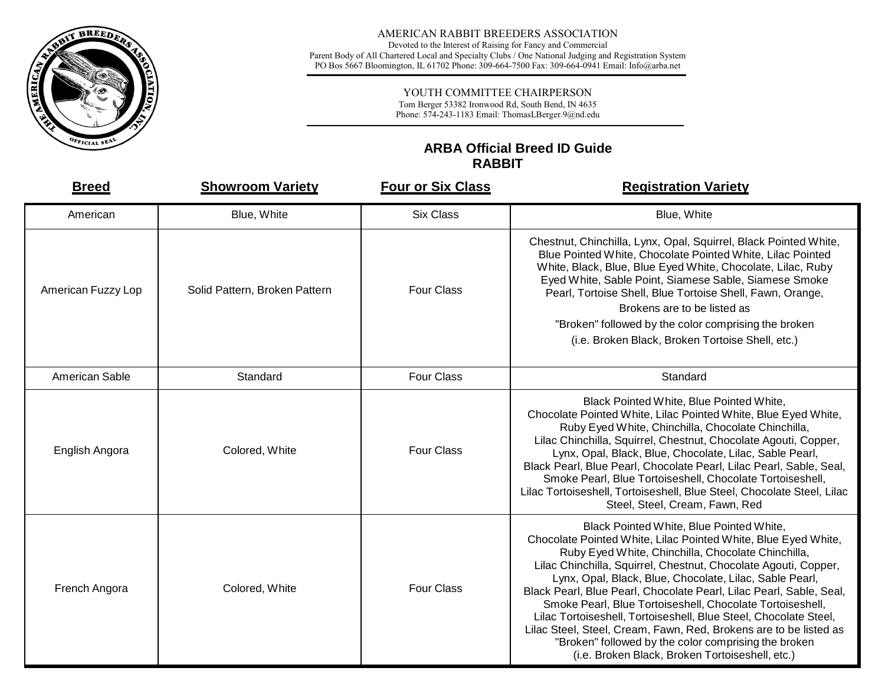AMERICAN RABBIT BREEDERS ASSOCIATION
Devoted to the Interest of Raising for Fancy and Commercial
Parent Body of All Chartered Local and Specialty Clubs / One National Judging and Registration System
PO Bos 5667 Bloomington, IL 61702 Phone: 309-664-7500 Fax: 309-664-0941 Email: Info@arba.net

YOUTH COMMITTEE CHAIRPERSON
Tom Berger 53382 Ironwood Rd, South Bend, IN 4635
Phone: 574-243-1183 Email: ThomasLBerger.9@nd.edu

## ARBA Official Breed ID Guide
## RABBIT

| Breed | Showroom Variety | Four or Six Class | Registration Variety |
|---|---|---|---|
| American | Blue, White | Six Class | Blue, White |
| American Fuzzy Lop | Solid Pattern, Broken Pattern | Four Class | Chestnut, Chinchilla, Lynx, Opal, Squirrel, Black Pointed White, Blue Pointed White, Chocolate Pointed White, Lilac Pointed White, Black, Blue, Blue Eyed White, Chocolate, Lilac, Ruby Eyed White, Sable Point, Siamese Sable, Siamese Smoke Pearl, Tortoise Shell, Blue Tortoise Shell, Fawn, Orange, Brokens are to be listed as "Broken" followed by the color comprising the broken (i.e. Broken Black, Broken Tortoise Shell, etc.) |
| American Sable | Standard | Four Class | Standard |
| English Angora | Colored, White | Four Class | Black Pointed White, Blue Pointed White, Chocolate Pointed White, Lilac Pointed White, Blue Eyed White, Ruby Eyed White, Chinchilla, Chocolate Chinchilla, Lilac Chinchilla, Squirrel, Chestnut, Chocolate Agouti, Copper, Lynx, Opal, Black, Blue, Chocolate, Lilac, Sable Pearl, Black Pearl, Blue Pearl, Chocolate Pearl, Lilac Pearl, Sable, Seal, Smoke Pearl, Blue Tortoiseshell, Chocolate Tortoiseshell, Lilac Tortoiseshell, Tortoiseshell, Blue Steel, Chocolate Steel, Lilac Steel, Steel, Cream, Fawn, Red |
| French Angora | Colored, White | Four Class | Black Pointed White, Blue Pointed White, Chocolate Pointed White, Lilac Pointed White, Blue Eyed White, Ruby Eyed White, Chinchilla, Chocolate Chinchilla, Lilac Chinchilla, Squirrel, Chestnut, Chocolate Agouti, Copper, Lynx, Opal, Black, Blue, Chocolate, Lilac, Sable Pearl, Black Pearl, Blue Pearl, Chocolate Pearl, Lilac Pearl, Sable, Seal, Smoke Pearl, Blue Tortoiseshell, Chocolate Tortoiseshell, Lilac Tortoiseshell, Tortoiseshell, Blue Steel, Chocolate Steel, Lilac Steel, Steel, Cream, Fawn, Red, Brokens are to be listed as "Broken" followed by the color comprising the broken (i.e. Broken Black, Broken Tortoiseshell, etc.) |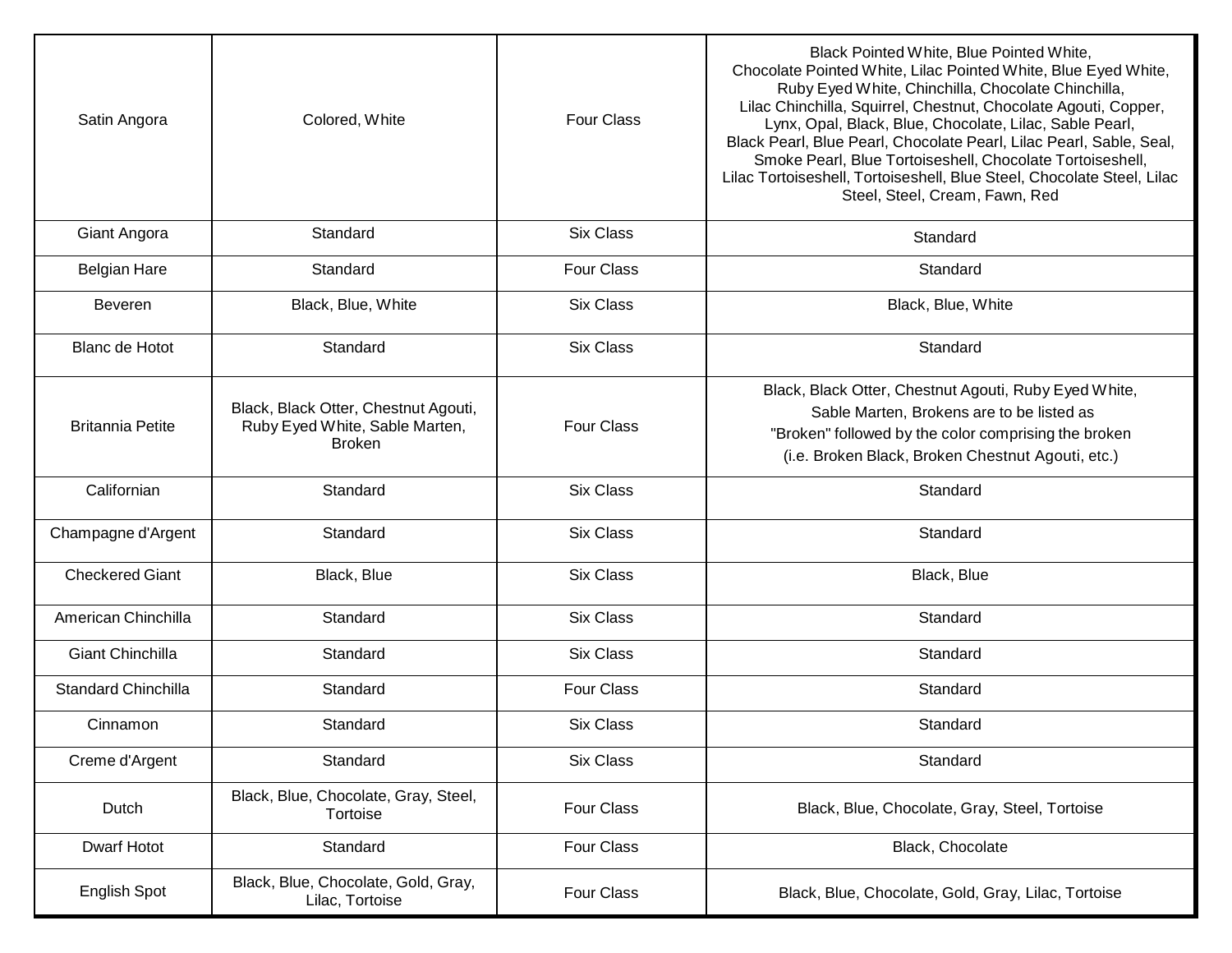| | | | |
|---|---|---|---|
| Satin Angora | Colored, White | Four Class | Black Pointed White, Blue Pointed White, Chocolate Pointed White, Lilac Pointed White, Blue Eyed White, Ruby Eyed White, Chinchilla, Chocolate Chinchilla, Lilac Chinchilla, Squirrel, Chestnut, Chocolate Agouti, Copper, Lynx, Opal, Black, Blue, Chocolate, Lilac, Sable Pearl, Black Pearl, Blue Pearl, Chocolate Pearl, Lilac Pearl, Sable, Seal, Smoke Pearl, Blue Tortoiseshell, Chocolate Tortoiseshell, Lilac Tortoiseshell, Tortoiseshell, Blue Steel, Chocolate Steel, Lilac Steel, Steel, Cream, Fawn, Red |
| Giant Angora | Standard | Six Class | Standard |
| Belgian Hare | Standard | Four Class | Standard |
| Beveren | Black, Blue, White | Six Class | Black, Blue, White |
| Blanc de Hotot | Standard | Six Class | Standard |
| Britannia Petite | Black, Black Otter, Chestnut Agouti, Ruby Eyed White, Sable Marten, Broken | Four Class | Black, Black Otter, Chestnut Agouti, Ruby Eyed White, Sable Marten, Brokens are to be listed as "Broken" followed by the color comprising the broken (i.e. Broken Black, Broken Chestnut Agouti, etc.) |
| Californian | Standard | Six Class | Standard |
| Champagne d'Argent | Standard | Six Class | Standard |
| Checkered Giant | Black, Blue | Six Class | Black, Blue |
| American Chinchilla | Standard | Six Class | Standard |
| Giant Chinchilla | Standard | Six Class | Standard |
| Standard Chinchilla | Standard | Four Class | Standard |
| Cinnamon | Standard | Six Class | Standard |
| Creme d'Argent | Standard | Six Class | Standard |
| Dutch | Black, Blue, Chocolate, Gray, Steel, Tortoise | Four Class | Black, Blue, Chocolate, Gray, Steel, Tortoise |
| Dwarf Hotot | Standard | Four Class | Black, Chocolate |
| English Spot | Black, Blue, Chocolate, Gold, Gray, Lilac, Tortoise | Four Class | Black, Blue, Chocolate, Gold, Gray, Lilac, Tortoise |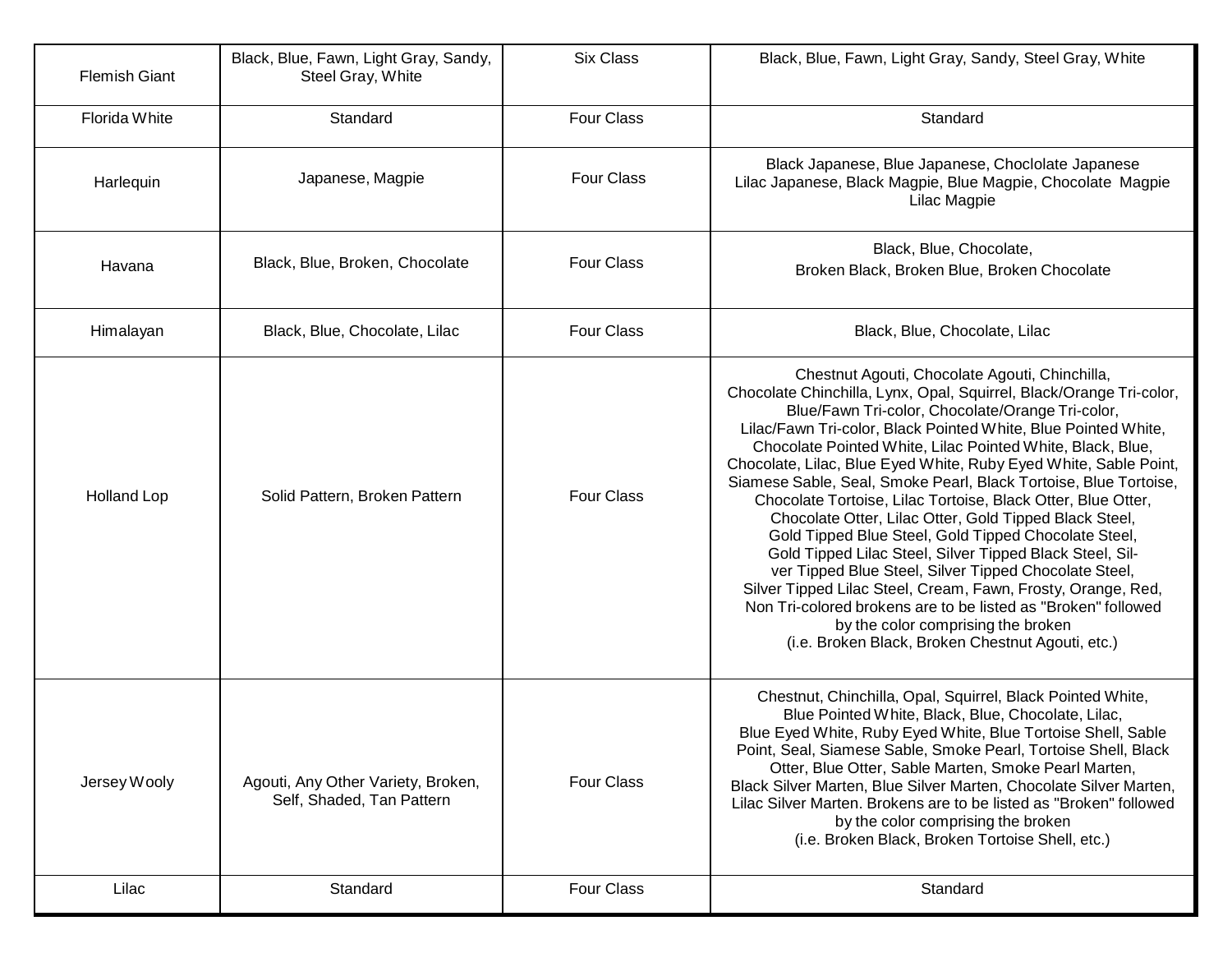| Flemish Giant | Black, Blue, Fawn, Light Gray, Sandy, Steel Gray, White | Six Class | Black, Blue, Fawn, Light Gray, Sandy, Steel Gray, White |
|---|---|---|---|
| Florida White | Standard | Four Class | Standard |
| Harlequin | Japanese, Magpie | Four Class | Black Japanese, Blue Japanese, Choclolate Japanese Lilac Japanese, Black Magpie, Blue Magpie, Chocolate Magpie Lilac Magpie |
| Havana | Black, Blue, Broken, Chocolate | Four Class | Black, Blue, Chocolate, Broken Black, Broken Blue, Broken Chocolate |
| Himalayan | Black, Blue, Chocolate, Lilac | Four Class | Black, Blue, Chocolate, Lilac |
| Holland Lop | Solid Pattern, Broken Pattern | Four Class | Chestnut Agouti, Chocolate Agouti, Chinchilla, Chocolate Chinchilla, Lynx, Opal, Squirrel, Black/Orange Tri-color, Blue/Fawn Tri-color, Chocolate/Orange Tri-color, Lilac/Fawn Tri-color, Black Pointed White, Blue Pointed White, Chocolate Pointed White, Lilac Pointed White, Black, Blue, Chocolate, Lilac, Blue Eyed White, Ruby Eyed White, Sable Point, Siamese Sable, Seal, Smoke Pearl, Black Tortoise, Blue Tortoise, Chocolate Tortoise, Lilac Tortoise, Black Otter, Blue Otter, Chocolate Otter, Lilac Otter, Gold Tipped Black Steel, Gold Tipped Blue Steel, Gold Tipped Chocolate Steel, Gold Tipped Lilac Steel, Silver Tipped Black Steel, Silver Tipped Blue Steel, Silver Tipped Chocolate Steel, Silver Tipped Lilac Steel, Cream, Fawn, Frosty, Orange, Red, Non Tri-colored brokens are to be listed as "Broken" followed by the color comprising the broken (i.e. Broken Black, Broken Chestnut Agouti, etc.) |
| Jersey Wooly | Agouti, Any Other Variety, Broken, Self, Shaded, Tan Pattern | Four Class | Chestnut, Chinchilla, Opal, Squirrel, Black Pointed White, Blue Pointed White, Black, Blue, Chocolate, Lilac, Blue Eyed White, Ruby Eyed White, Blue Tortoise Shell, Sable Point, Seal, Siamese Sable, Smoke Pearl, Tortoise Shell, Black Otter, Blue Otter, Sable Marten, Smoke Pearl Marten, Black Silver Marten, Blue Silver Marten, Chocolate Silver Marten, Lilac Silver Marten. Brokens are to be listed as "Broken" followed by the color comprising the broken (i.e. Broken Black, Broken Tortoise Shell, etc.) |
| Lilac | Standard | Four Class | Standard |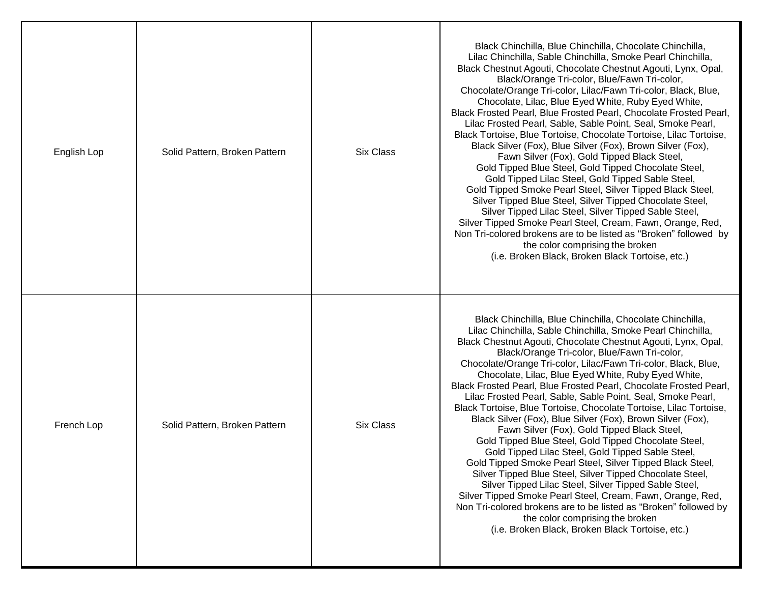| | | | |
|---|---|---|---|
| English Lop | Solid Pattern, Broken Pattern | Six Class | Black Chinchilla, Blue Chinchilla, Chocolate Chinchilla, Lilac Chinchilla, Sable Chinchilla, Smoke Pearl Chinchilla, Black Chestnut Agouti, Chocolate Chestnut Agouti, Lynx, Opal, Black/Orange Tri-color, Blue/Fawn Tri-color, Chocolate/Orange Tri-color, Lilac/Fawn Tri-color, Black, Blue, Chocolate, Lilac, Blue Eyed White, Ruby Eyed White, Black Frosted Pearl, Blue Frosted Pearl, Chocolate Frosted Pearl, Lilac Frosted Pearl, Sable, Sable Point, Seal, Smoke Pearl, Black Tortoise, Blue Tortoise, Chocolate Tortoise, Lilac Tortoise, Black Silver (Fox), Blue Silver (Fox), Brown Silver (Fox), Fawn Silver (Fox), Gold Tipped Black Steel, Gold Tipped Blue Steel, Gold Tipped Chocolate Steel, Gold Tipped Lilac Steel, Gold Tipped Sable Steel, Gold Tipped Smoke Pearl Steel, Silver Tipped Black Steel, Silver Tipped Blue Steel, Silver Tipped Chocolate Steel, Silver Tipped Lilac Steel, Silver Tipped Sable Steel, Silver Tipped Smoke Pearl Steel, Cream, Fawn, Orange, Red, Non Tri-colored brokens are to be listed as "Broken" followed by the color comprising the broken (i.e. Broken Black, Broken Black Tortoise, etc.) |
| French Lop | Solid Pattern, Broken Pattern | Six Class | Black Chinchilla, Blue Chinchilla, Chocolate Chinchilla, Lilac Chinchilla, Sable Chinchilla, Smoke Pearl Chinchilla, Black Chestnut Agouti, Chocolate Chestnut Agouti, Lynx, Opal, Black/Orange Tri-color, Blue/Fawn Tri-color, Chocolate/Orange Tri-color, Lilac/Fawn Tri-color, Black, Blue, Chocolate, Lilac, Blue Eyed White, Ruby Eyed White, Black Frosted Pearl, Blue Frosted Pearl, Chocolate Frosted Pearl, Lilac Frosted Pearl, Sable, Sable Point, Seal, Smoke Pearl, Black Tortoise, Blue Tortoise, Chocolate Tortoise, Lilac Tortoise, Black Silver (Fox), Blue Silver (Fox), Brown Silver (Fox), Fawn Silver (Fox), Gold Tipped Black Steel, Gold Tipped Blue Steel, Gold Tipped Chocolate Steel, Gold Tipped Lilac Steel, Gold Tipped Sable Steel, Gold Tipped Smoke Pearl Steel, Silver Tipped Black Steel, Silver Tipped Blue Steel, Silver Tipped Chocolate Steel, Silver Tipped Lilac Steel, Silver Tipped Sable Steel, Silver Tipped Smoke Pearl Steel, Cream, Fawn, Orange, Red, Non Tri-colored brokens are to be listed as "Broken" followed by the color comprising the broken (i.e. Broken Black, Broken Black Tortoise, etc.) |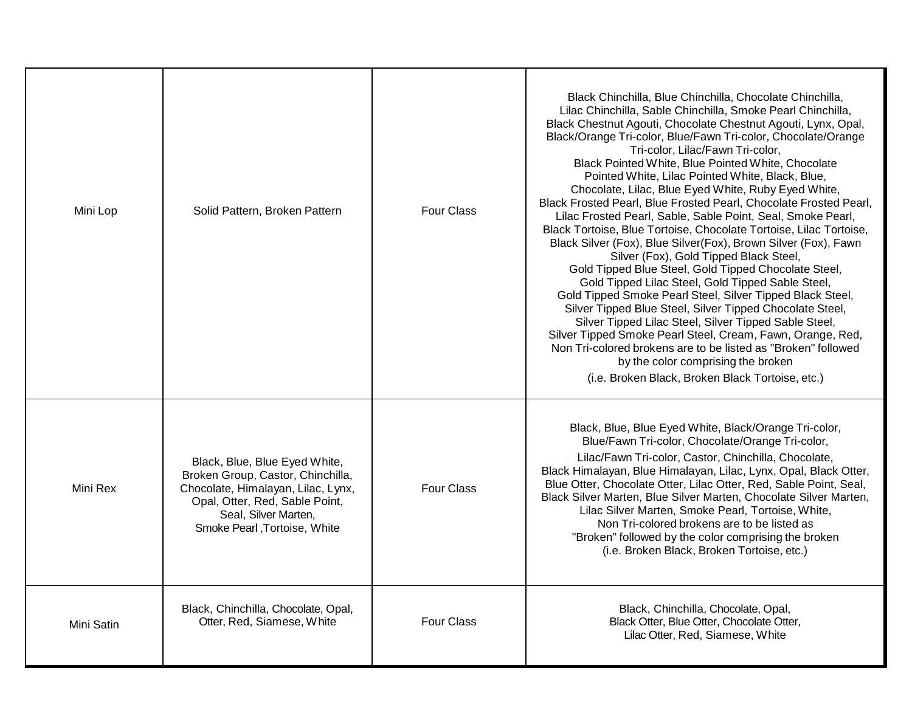| | | | |
|---|---|---|---|
| Mini Lop | Solid Pattern, Broken Pattern | Four Class | Black Chinchilla, Blue Chinchilla, Chocolate Chinchilla, Lilac Chinchilla, Sable Chinchilla, Smoke Pearl Chinchilla, Black Chestnut Agouti, Chocolate Chestnut Agouti, Lynx, Opal, Black/Orange Tri-color, Blue/Fawn Tri-color, Chocolate/Orange Tri-color, Lilac/Fawn Tri-color, Black Pointed White, Blue Pointed White, Chocolate Pointed White, Lilac Pointed White, Black, Blue, Chocolate, Lilac, Blue Eyed White, Ruby Eyed White, Black Frosted Pearl, Blue Frosted Pearl, Chocolate Frosted Pearl, Lilac Frosted Pearl, Sable, Sable Point, Seal, Smoke Pearl, Black Tortoise, Blue Tortoise, Chocolate Tortoise, Lilac Tortoise, Black Silver (Fox), Blue Silver(Fox), Brown Silver (Fox), Fawn Silver (Fox), Gold Tipped Black Steel, Gold Tipped Blue Steel, Gold Tipped Chocolate Steel, Gold Tipped Lilac Steel, Gold Tipped Sable Steel, Gold Tipped Smoke Pearl Steel, Silver Tipped Black Steel, Silver Tipped Blue Steel, Silver Tipped Chocolate Steel, Silver Tipped Lilac Steel, Silver Tipped Sable Steel, Silver Tipped Smoke Pearl Steel, Cream, Fawn, Orange, Red, Non Tri-colored brokens are to be listed as "Broken" followed by the color comprising the broken (i.e. Broken Black, Broken Black Tortoise, etc.) |
| Mini Rex | Black, Blue, Blue Eyed White, Broken Group, Castor, Chinchilla, Chocolate, Himalayan, Lilac, Lynx, Opal, Otter, Red, Sable Point, Seal, Silver Marten, Smoke Pearl ,Tortoise, White | Four Class | Black, Blue, Blue Eyed White, Black/Orange Tri-color, Blue/Fawn Tri-color, Chocolate/Orange Tri-color, Lilac/Fawn Tri-color, Castor, Chinchilla, Chocolate, Black Himalayan, Blue Himalayan, Lilac, Lynx, Opal, Black Otter, Blue Otter, Chocolate Otter, Lilac Otter, Red, Sable Point, Seal, Black Silver Marten, Blue Silver Marten, Chocolate Silver Marten, Lilac Silver Marten, Smoke Pearl, Tortoise, White, Non Tri-colored brokens are to be listed as "Broken" followed by the color comprising the broken (i.e. Broken Black, Broken Tortoise, etc.) |
| Mini Satin | Black, Chinchilla, Chocolate, Opal, Otter, Red, Siamese, White | Four Class | Black, Chinchilla, Chocolate, Opal, Black Otter, Blue Otter, Chocolate Otter, Lilac Otter, Red, Siamese, White |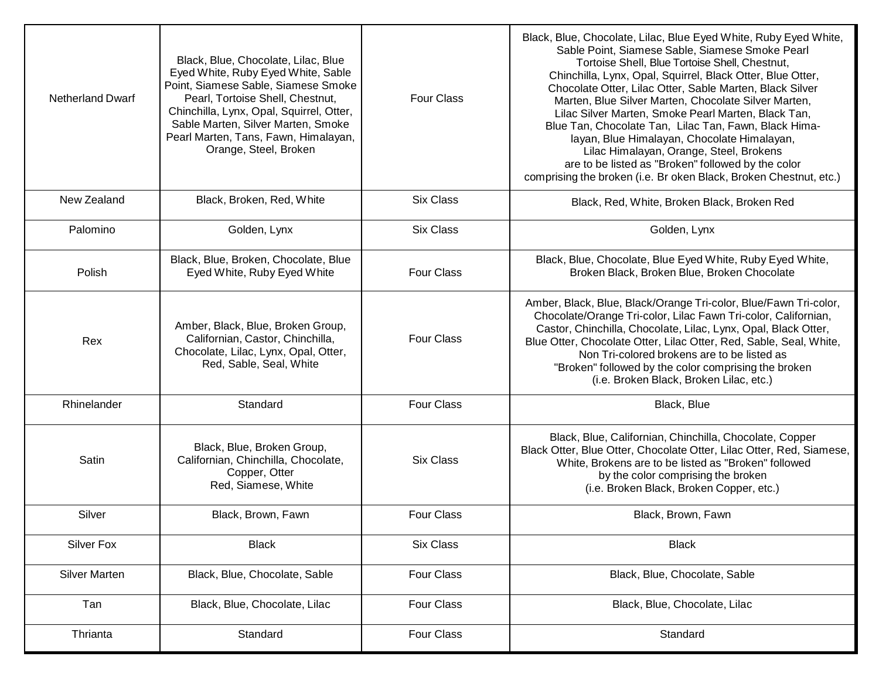| Netherland Dwarf | Black, Blue, Chocolate, Lilac, Blue Eyed White, Ruby Eyed White, Sable Point, Siamese Sable, Siamese Smoke Pearl, Tortoise Shell, Chestnut, Chinchilla, Lynx, Opal, Squirrel, Otter, Sable Marten, Silver Marten, Smoke Pearl Marten, Tans, Fawn, Himalayan, Orange, Steel, Broken | Four Class | Black, Blue, Chocolate, Lilac, Blue Eyed White, Ruby Eyed White, Sable Point, Siamese Sable, Siamese Smoke Pearl Tortoise Shell, Blue Tortoise Shell, Chestnut, Chinchilla, Lynx, Opal, Squirrel, Black Otter, Blue Otter, Chocolate Otter, Lilac Otter, Sable Marten, Black Silver Marten, Blue Silver Marten, Chocolate Silver Marten, Lilac Silver Marten, Smoke Pearl Marten, Black Tan, Blue Tan, Chocolate Tan, Lilac Tan, Fawn, Black Himalayan, Blue Himalayan, Chocolate Himalayan, Lilac Himalayan, Orange, Steel, Brokens are to be listed as "Broken" followed by the color comprising the broken (i.e. Br oken Black, Broken Chestnut, etc.) |
|---|---|---|---|
| New Zealand | Black, Broken, Red, White | Six Class | Black, Red, White, Broken Black, Broken Red |
| Palomino | Golden, Lynx | Six Class | Golden, Lynx |
| Polish | Black, Blue, Broken, Chocolate, Blue Eyed White, Ruby Eyed White | Four Class | Black, Blue, Chocolate, Blue Eyed White, Ruby Eyed White, Broken Black, Broken Blue, Broken Chocolate |
| Rex | Amber, Black, Blue, Broken Group, Californian, Castor, Chinchilla, Chocolate, Lilac, Lynx, Opal, Otter, Red, Sable, Seal, White | Four Class | Amber, Black, Blue, Black/Orange Tri-color, Blue/Fawn Tri-color, Chocolate/Orange Tri-color, Lilac Fawn Tri-color, Californian, Castor, Chinchilla, Chocolate, Lilac, Lynx, Opal, Black Otter, Blue Otter, Chocolate Otter, Lilac Otter, Red, Sable, Seal, White, Non Tri-colored brokens are to be listed as "Broken" followed by the color comprising the broken (i.e. Broken Black, Broken Lilac, etc.) |
| Rhinelander | Standard | Four Class | Black, Blue |
| Satin | Black, Blue, Broken Group, Californian, Chinchilla, Chocolate, Copper, Otter Red, Siamese, White | Six Class | Black, Blue, Californian, Chinchilla, Chocolate, Copper Black Otter, Blue Otter, Chocolate Otter, Lilac Otter, Red, Siamese, White, Brokens are to be listed as "Broken" followed by the color comprising the broken (i.e. Broken Black, Broken Copper, etc.) |
| Silver | Black, Brown, Fawn | Four Class | Black, Brown, Fawn |
| Silver Fox | Black | Six Class | Black |
| Silver Marten | Black, Blue, Chocolate, Sable | Four Class | Black, Blue, Chocolate, Sable |
| Tan | Black, Blue, Chocolate, Lilac | Four Class | Black, Blue, Chocolate, Lilac |
| Thrianta | Standard | Four Class | Standard |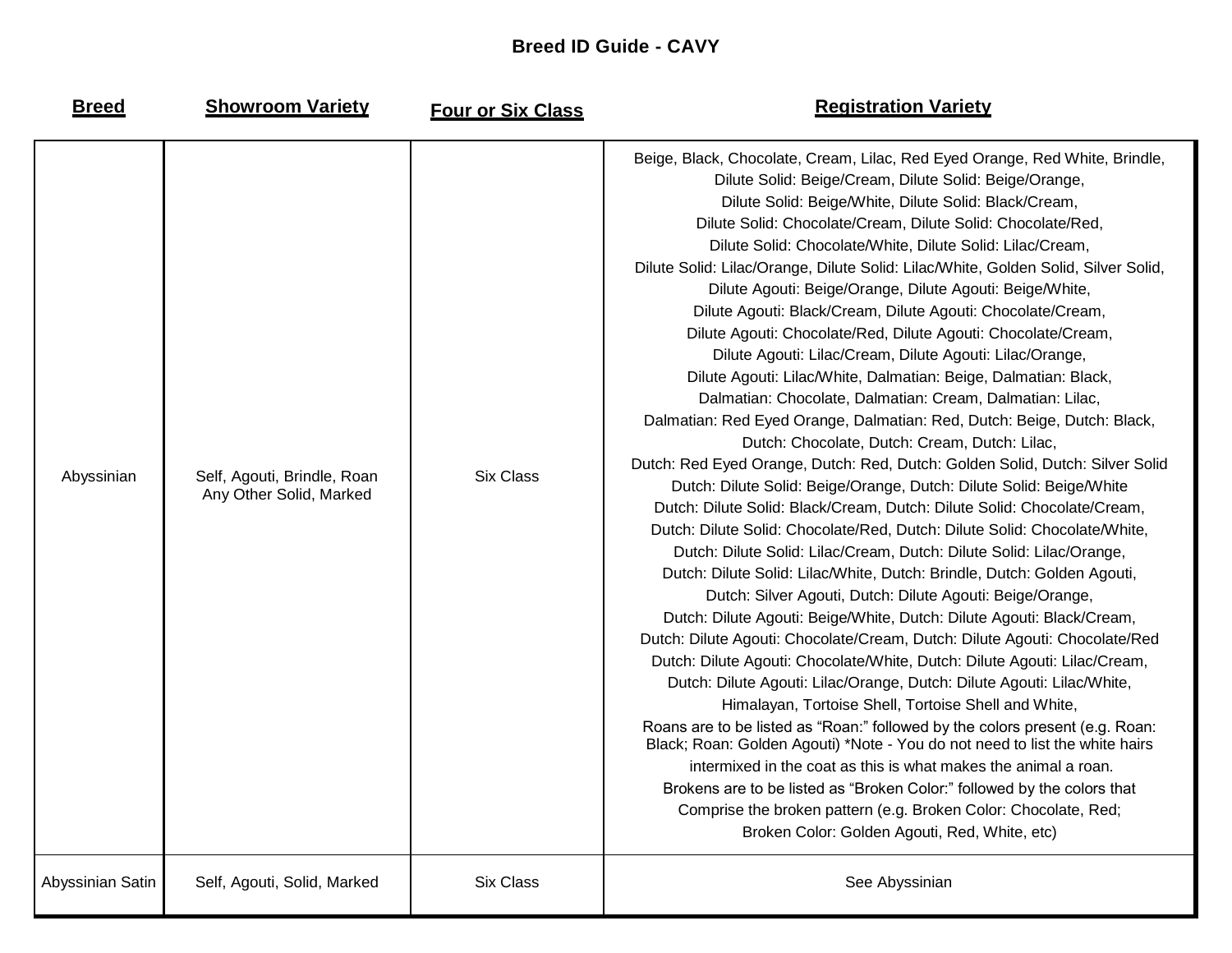# Breed ID Guide - CAVY

| Breed | Showroom Variety | Four or Six Class | Registration Variety |
|---|---|---|---|
| Abyssinian | Self, Agouti, Brindle, Roan Any Other Solid, Marked | Six Class | Beige, Black, Chocolate, Cream, Lilac, Red Eyed Orange, Red White, Brindle, Dilute Solid: Beige/Cream, Dilute Solid: Beige/Orange, Dilute Solid: Beige/White, Dilute Solid: Black/Cream, Dilute Solid: Chocolate/Cream, Dilute Solid: Chocolate/Red, Dilute Solid: Chocolate/White, Dilute Solid: Lilac/Cream, Dilute Solid: Lilac/Orange, Dilute Solid: Lilac/White, Golden Solid, Silver Solid, Dilute Agouti: Beige/Orange, Dilute Agouti: Beige/White, Dilute Agouti: Black/Cream, Dilute Agouti: Chocolate/Cream, Dilute Agouti: Chocolate/Red, Dilute Agouti: Chocolate/Cream, Dilute Agouti: Lilac/Cream, Dilute Agouti: Lilac/Orange, Dilute Agouti: Lilac/White, Dalmatian: Beige, Dalmatian: Black, Dalmatian: Chocolate, Dalmatian: Cream, Dalmatian: Lilac, Dalmatian: Red Eyed Orange, Dalmatian: Red, Dutch: Beige, Dutch: Black, Dutch: Chocolate, Dutch: Cream, Dutch: Lilac, Dutch: Red Eyed Orange, Dutch: Red, Dutch: Golden Solid, Dutch: Silver Solid Dutch: Dilute Solid: Beige/Orange, Dutch: Dilute Solid: Beige/White Dutch: Dilute Solid: Black/Cream, Dutch: Dilute Solid: Chocolate/Cream, Dutch: Dilute Solid: Chocolate/Red, Dutch: Dilute Solid: Chocolate/White, Dutch: Dilute Solid: Lilac/Cream, Dutch: Dilute Solid: Lilac/Orange, Dutch: Dilute Solid: Lilac/White, Dutch: Brindle, Dutch: Golden Agouti, Dutch: Silver Agouti, Dutch: Dilute Agouti: Beige/Orange, Dutch: Dilute Agouti: Beige/White, Dutch: Dilute Agouti: Black/Cream, Dutch: Dilute Agouti: Chocolate/Cream, Dutch: Dilute Agouti: Chocolate/Red Dutch: Dilute Agouti: Chocolate/White, Dutch: Dilute Agouti: Lilac/Cream, Dutch: Dilute Agouti: Lilac/Orange, Dutch: Dilute Agouti: Lilac/White, Himalayan, Tortoise Shell, Tortoise Shell and White, Roans are to be listed as "Roan:" followed by the colors present (e.g. Roan: Black; Roan: Golden Agouti) *Note - You do not need to list the white hairs intermixed in the coat as this is what makes the animal a roan. Brokens are to be listed as "Broken Color:" followed by the colors that Comprise the broken pattern (e.g. Broken Color: Chocolate, Red; Broken Color: Golden Agouti, Red, White, etc) |
| Abyssinian Satin | Self, Agouti, Solid, Marked | Six Class | See Abyssinian |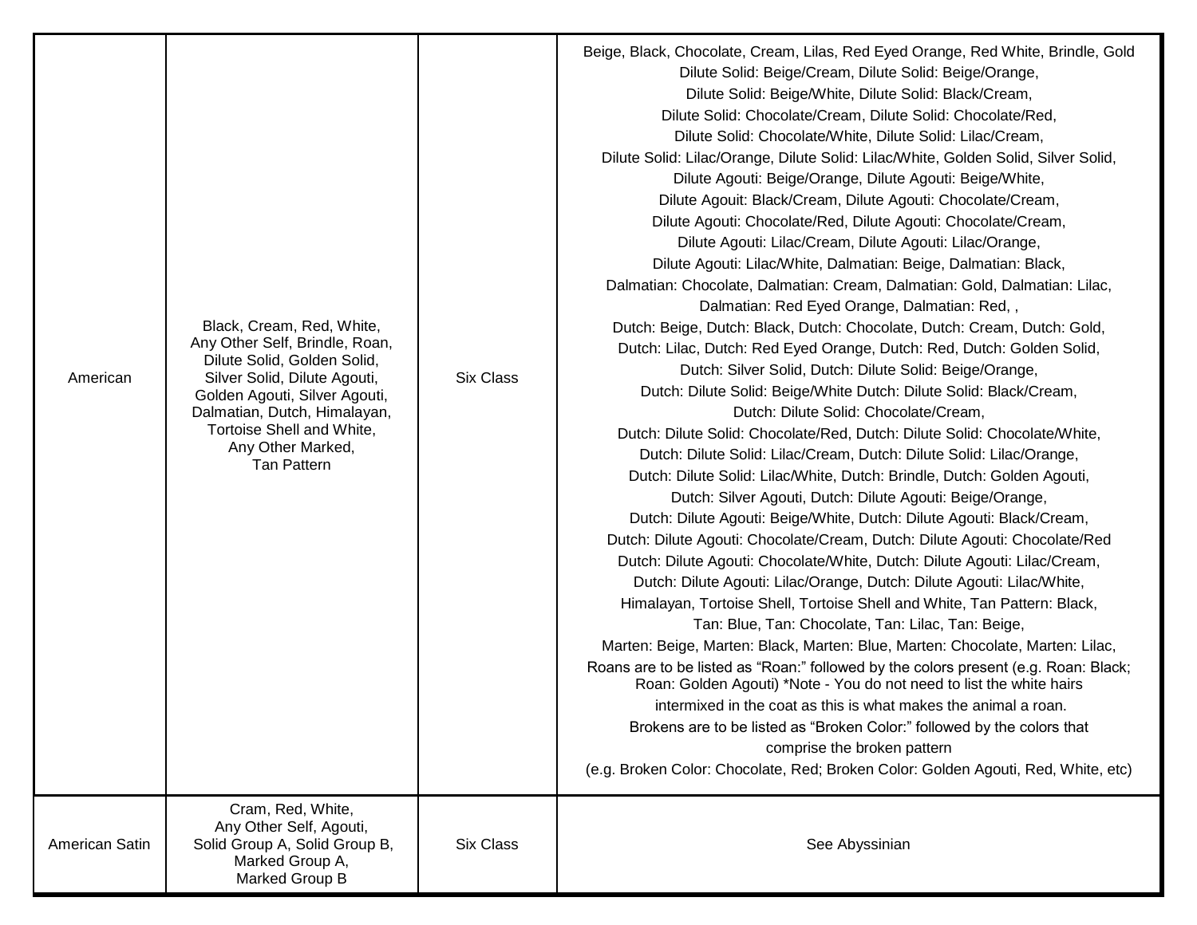| American | Black, Cream, Red, White, Any Other Self, Brindle, Roan, Dilute Solid, Golden Solid, Silver Solid, Dilute Agouti, Golden Agouti, Silver Agouti, Dalmatian, Dutch, Himalayan, Tortoise Shell and White, Any Other Marked, Tan Pattern | Six Class | Beige, Black, Chocolate, Cream, Lilas, Red Eyed Orange, Red White, Brindle, Gold Dilute Solid: Beige/Cream, Dilute Solid: Beige/Orange, Dilute Solid: Beige/White, Dilute Solid: Black/Cream, Dilute Solid: Chocolate/Cream, Dilute Solid: Chocolate/Red, Dilute Solid: Chocolate/White, Dilute Solid: Lilac/Cream, Dilute Solid: Lilac/Orange, Dilute Solid: Lilac/White, Golden Solid, Silver Solid, Dilute Agouti: Beige/Orange, Dilute Agouti: Beige/White, Dilute Agouit: Black/Cream, Dilute Agouti: Chocolate/Cream, Dilute Agouti: Chocolate/Red, Dilute Agouti: Chocolate/Cream, Dilute Agouti: Lilac/Cream, Dilute Agouti: Lilac/Orange, Dilute Agouti: Lilac/White, Dalmatian: Beige, Dalmatian: Black, Dalmatian: Chocolate, Dalmatian: Cream, Dalmatian: Gold, Dalmatian: Lilac, Dalmatian: Red Eyed Orange, Dalmatian: Red, , Dutch: Beige, Dutch: Black, Dutch: Chocolate, Dutch: Cream, Dutch: Gold, Dutch: Lilac, Dutch: Red Eyed Orange, Dutch: Red, Dutch: Golden Solid, Dutch: Silver Solid, Dutch: Dilute Solid: Beige/Orange, Dutch: Dilute Solid: Beige/White Dutch: Dilute Solid: Black/Cream, Dutch: Dilute Solid: Chocolate/Cream, Dutch: Dilute Solid: Chocolate/Red, Dutch: Dilute Solid: Chocolate/White, Dutch: Dilute Solid: Lilac/Cream, Dutch: Dilute Solid: Lilac/Orange, Dutch: Dilute Solid: Lilac/White, Dutch: Brindle, Dutch: Golden Agouti, Dutch: Silver Agouti, Dutch: Dilute Agouti: Beige/Orange, Dutch: Dilute Agouti: Beige/White, Dutch: Dilute Agouti: Black/Cream, Dutch: Dilute Agouti: Chocolate/Cream, Dutch: Dilute Agouti: Chocolate/Red Dutch: Dilute Agouti: Chocolate/White, Dutch: Dilute Agouti: Lilac/Cream, Dutch: Dilute Agouti: Lilac/Orange, Dutch: Dilute Agouti: Lilac/White, Himalayan, Tortoise Shell, Tortoise Shell and White, Tan Pattern: Black, Tan: Blue, Tan: Chocolate, Tan: Lilac, Tan: Beige, Marten: Beige, Marten: Black, Marten: Blue, Marten: Chocolate, Marten: Lilac, Roans are to be listed as "Roan:" followed by the colors present (e.g. Roan: Black; Roan: Golden Agouti) *Note - You do not need to list the white hairs intermixed in the coat as this is what makes the animal a roan. Brokens are to be listed as "Broken Color:" followed by the colors that comprise the broken pattern (e.g. Broken Color: Chocolate, Red; Broken Color: Golden Agouti, Red, White, etc) |
|---|---|---|---|
| American Satin | Cram, Red, White, Any Other Self, Agouti, Solid Group A, Solid Group B, Marked Group A, Marked Group B | Six Class | See Abyssinian |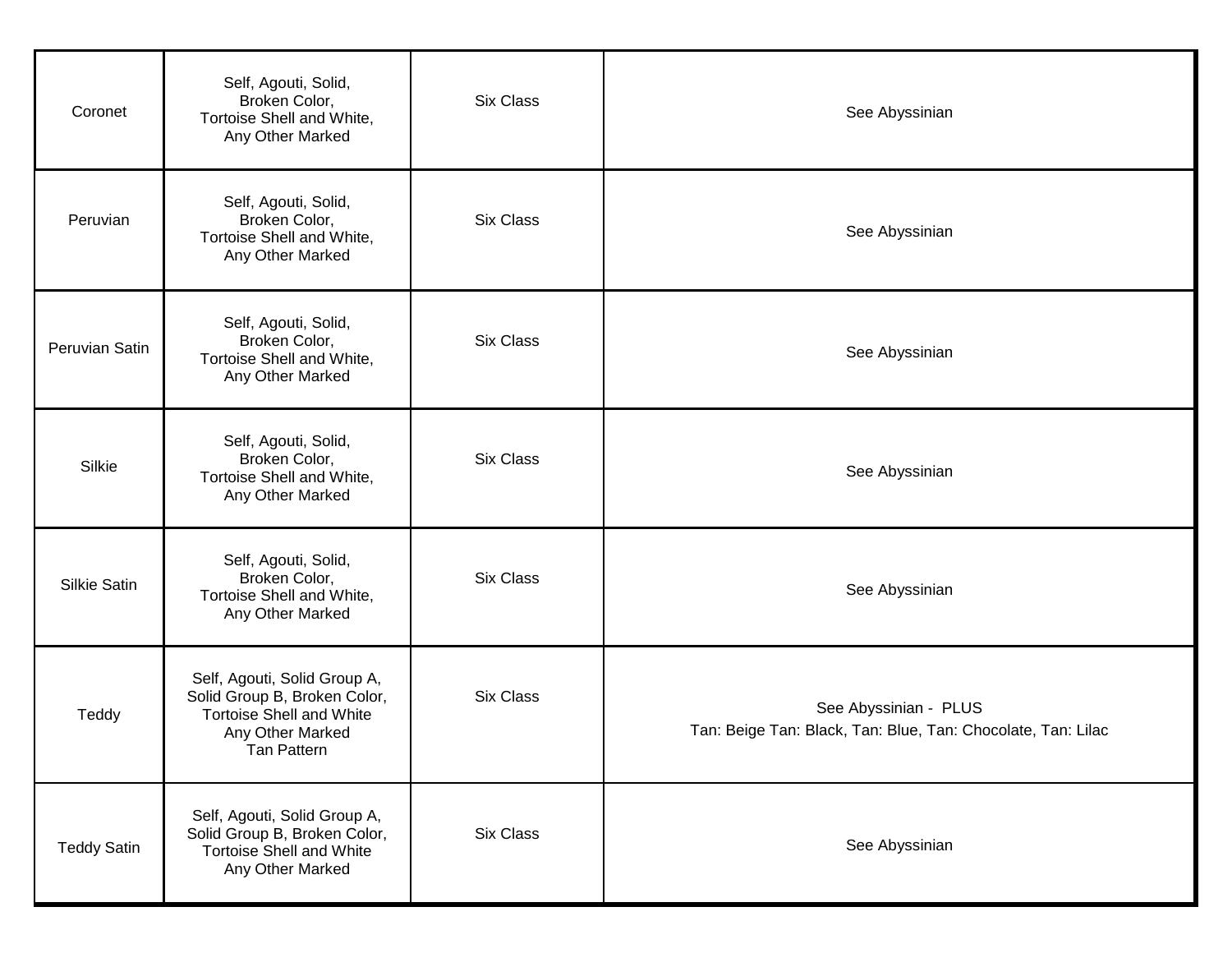| | | | |
|---|---|---|---|
| Coronet | Self, Agouti, Solid, Broken Color, Tortoise Shell and White, Any Other Marked | Six Class | See Abyssinian |
| Peruvian | Self, Agouti, Solid, Broken Color, Tortoise Shell and White, Any Other Marked | Six Class | See Abyssinian |
| Peruvian Satin | Self, Agouti, Solid, Broken Color, Tortoise Shell and White, Any Other Marked | Six Class | See Abyssinian |
| Silkie | Self, Agouti, Solid, Broken Color, Tortoise Shell and White, Any Other Marked | Six Class | See Abyssinian |
| Silkie Satin | Self, Agouti, Solid, Broken Color, Tortoise Shell and White, Any Other Marked | Six Class | See Abyssinian |
| Teddy | Self, Agouti, Solid Group A, Solid Group B, Broken Color, Tortoise Shell and White Any Other Marked Tan Pattern | Six Class | See Abyssinian - PLUS Tan: Beige Tan: Black, Tan: Blue, Tan: Chocolate, Tan: Lilac |
| Teddy Satin | Self, Agouti, Solid Group A, Solid Group B, Broken Color, Tortoise Shell and White Any Other Marked | Six Class | See Abyssinian |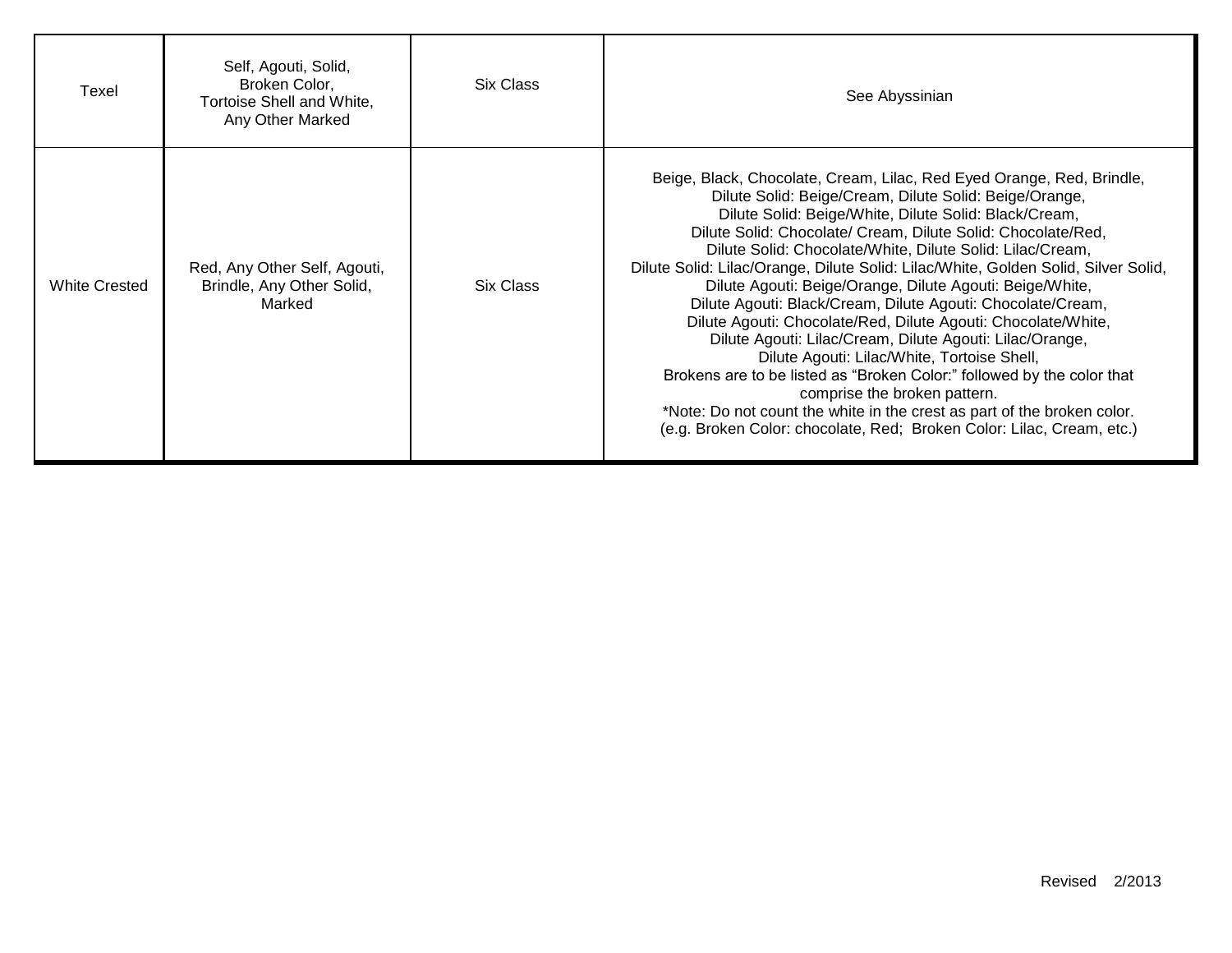| | | | |
|---|---|---|---|
| Texel | Self, Agouti, Solid, Broken Color, Tortoise Shell and White, Any Other Marked | Six Class | See Abyssinian |
| White Crested | Red, Any Other Self, Agouti, Brindle, Any Other Solid, Marked | Six Class | Beige, Black, Chocolate, Cream, Lilac, Red Eyed Orange, Red, Brindle, Dilute Solid: Beige/Cream, Dilute Solid: Beige/Orange, Dilute Solid: Beige/White, Dilute Solid: Black/Cream, Dilute Solid: Chocolate/ Cream, Dilute Solid: Chocolate/Red, Dilute Solid: Chocolate/White, Dilute Solid: Lilac/Cream, Dilute Solid: Lilac/Orange, Dilute Solid: Lilac/White, Golden Solid, Silver Solid, Dilute Agouti: Beige/Orange, Dilute Agouti: Beige/White, Dilute Agouti: Black/Cream, Dilute Agouti: Chocolate/Cream, Dilute Agouti: Chocolate/Red, Dilute Agouti: Chocolate/White, Dilute Agouti: Lilac/Cream, Dilute Agouti: Lilac/Orange, Dilute Agouti: Lilac/White, Tortoise Shell, Brokens are to be listed as "Broken Color:" followed by the color that comprise the broken pattern. *Note: Do not count the white in the crest as part of the broken color. (e.g. Broken Color: chocolate, Red; Broken Color: Lilac, Cream, etc.) |

Revised 2/2013